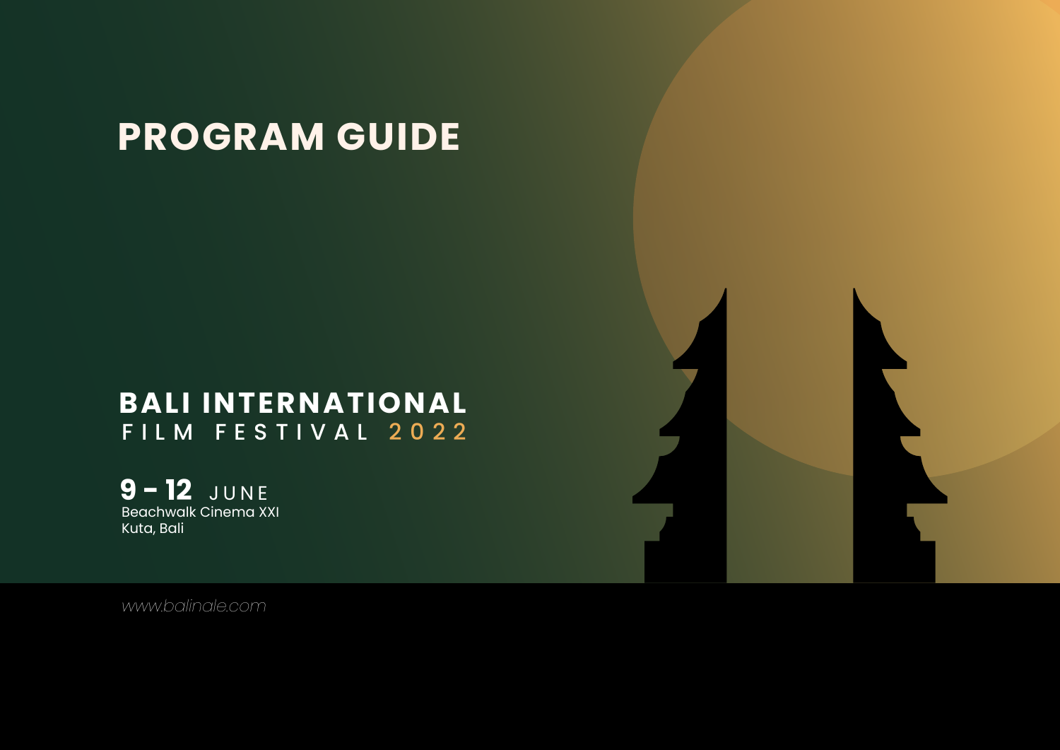# PROGRAM GUIDE

## BALI INTERNATIONAL FILM FESTIVAL 2022

**9 - 12** JUNE
Beachwalk Cinema XXI
Kuta, Bali

*www.balinale.com*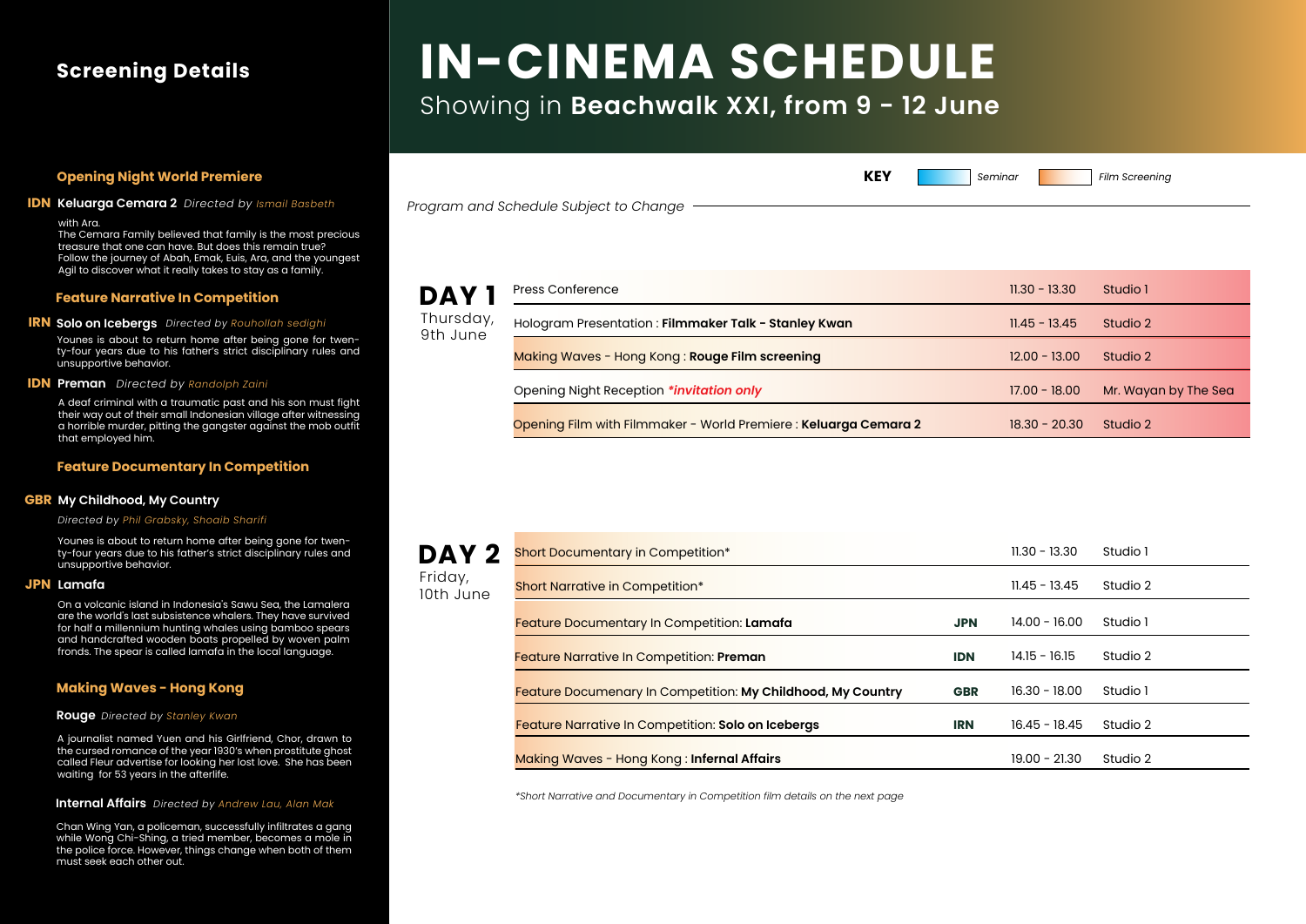## Screening Details

### Opening Night World Premiere

**IDN** **Keluarga Cemara 2** *Directed by Ismail Basbeth*

with Ara.
The Cemara Family believed that family is the most precious treasure that one can have. But does this remain true? Follow the journey of Abah, Emak, Euis, Ara, and the youngest Agil to discover what it really takes to stay as a family.

### Feature Narrative In Competition

**IRN** **Solo on Icebergs** *Directed by Rouhollah sedighi*

Younes is about to return home after being gone for twenty-four years due to his father's strict disciplinary rules and unsupportive behavior.

**IDN** **Preman** *Directed by Randolph Zaini*

A deaf criminal with a traumatic past and his son must fight their way out of their small Indonesian village after witnessing a horrible murder, pitting the gangster against the mob outfit that employed him.

### Feature Documentary In Competition

**GBR** **My Childhood, My Country**

*Directed by Phil Grabsky, Shoaib Sharifi*

Younes is about to return home after being gone for twenty-four years due to his father's strict disciplinary rules and unsupportive behavior.

**JPN** **Lamafa**

On a volcanic island in Indonesia's Sawu Sea, the Lamalera are the world's last subsistence whalers. They have survived for half a millennium hunting whales using bamboo spears and handcrafted wooden boats propelled by woven palm fronds. The spear is called lamafa in the local language.

### Making Waves - Hong Kong

**Rouge** *Directed by Stanley Kwan*

A journalist named Yuen and his Girlfriend, Chor, drawn to the cursed romance of the year 1930's when prostitute ghost called Fleur advertise for looking her lost love. She has been waiting for 53 years in the afterlife.

**Internal Affairs** *Directed by Andrew Lau, Alan Mak*

Chan Wing Yan, a policeman, successfully infiltrates a gang while Wong Chi-Shing, a tried member, becomes a mole in the police force. However, things change when both of them must seek each other out.

# IN-CINEMA SCHEDULE

Showing in **Beachwalk XXI, from 9 - 12 June**

**KEY**: Seminar | Film Screening

*Program and Schedule Subject to Change*

## DAY 1
Thursday, 9th June

| Program | Time | Venue |
|---|---|---|
| Press Conference | 11.30 - 13.30 | Studio 1 |
| Hologram Presentation : **Filmmaker Talk - Stanley Kwan** | 11.45 - 13.45 | Studio 2 |
| Making Waves - Hong Kong : **Rouge Film screening** | 12.00 - 13.00 | Studio 2 |
| Opening Night Reception ***invitation only** | 17.00 - 18.00 | Mr. Wayan by The Sea |
| Opening Film with Filmmaker - World Premiere : **Keluarga Cemara 2** | 18.30 - 20.30 | Studio 2 |

## DAY 2
Friday, 10th June

| Program | Country | Time | Venue |
|---|---|---|---|
| Short Documentary in Competition* | | 11.30 - 13.30 | Studio 1 |
| Short Narrative in Competition* | | 11.45 - 13.45 | Studio 2 |
| Feature Documentary In Competition: **Lamafa** | **JPN** | 14.00 - 16.00 | Studio 1 |
| Feature Narrative In Competition: **Preman** | **IDN** | 14.15 - 16.15 | Studio 2 |
| Feature Documenary In Competition: **My Childhood, My Country** | **GBR** | 16.30 - 18.00 | Studio 1 |
| Feature Narrative In Competition: **Solo on Icebergs** | **IRN** | 16.45 - 18.45 | Studio 2 |
| Making Waves - Hong Kong : **Infernal Affairs** | | 19.00 - 21.30 | Studio 2 |

*\*Short Narrative and Documentary in Competition film details on the next page*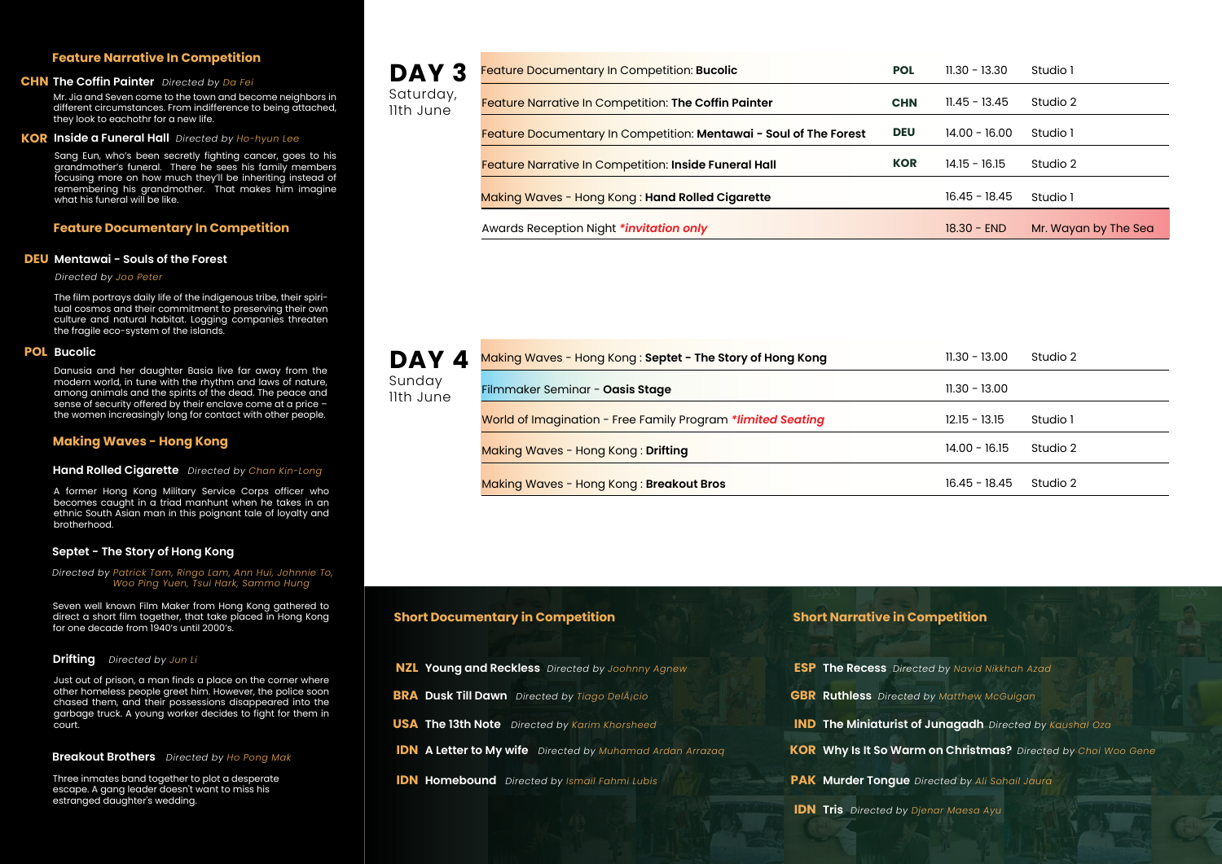## Feature Narrative In Competition

**CHN The Coffin Painter** *Directed by Da Fei*

Mr. Jia and Seven come to the town and become neighbors in different circumstances. From indifference to being attached, they look to eachothr for a new life.

**KOR Inside a Funeral Hall** *Directed by Ho-hyun Lee*

Sang Eun, who's been secretly fighting cancer, goes to his grandmother's funeral. There he sees his family members focusing more on how much they'll be inheriting instead of remembering his grandmother. That makes him imagine what his funeral will be like.

## Feature Documentary In Competition

**DEU Mentawai - Souls of the Forest**

*Directed by Joo Peter*

The film portrays daily life of the indigenous tribe, their spiritual cosmos and their commitment to preserving their own culture and natural habitat. Logging companies threaten the fragile eco-system of the islands.

**POL Bucolic**

Danusia and her daughter Basia live far away from the modern world, in tune with the rhythm and laws of nature, among animals and the spirits of the dead. The peace and sense of security offered by their enclave come at a price – the women increasingly long for contact with other people.

## Making Waves - Hong Kong

**Hand Rolled Cigarette** *Directed by Chan Kin-Long*

A former Hong Kong Military Service Corps officer who becomes caught in a triad manhunt when he takes in an ethnic South Asian man in this poignant tale of loyalty and brotherhood.

**Septet - The Story of Hong Kong**

*Directed by Patrick Tam, Ringo Lam, Ann Hui, Johnnie To, Woo Ping Yuen, Tsui Hark, Sammo Hung*

Seven well known Film Maker from Hong Kong gathered to direct a short film together, that take placed in Hong Kong for one decade from 1940's until 2000's.

**Drifting** *Directed by Jun Li*

Just out of prison, a man finds a place on the corner where other homeless people greet him. However, the police soon chased them, and their possessions disappeared into the garbage truck. A young worker decides to fight for them in court.

**Breakout Brothers** *Directed by Ho Pong Mak*

Three inmates band together to plot a desperate escape. A gang leader doesn't want to miss his estranged daughter's wedding.

## DAY 3
Saturday, 11th June

| Program | Country | Time | Venue |
|---|---|---|---|
| Feature Documentary In Competition: **Bucolic** | POL | 11.30 - 13.30 | Studio 1 |
| Feature Narrative In Competition: **The Coffin Painter** | CHN | 11.45 - 13.45 | Studio 2 |
| Feature Documentary In Competition: **Mentawai - Soul of The Forest** | DEU | 14.00 - 16.00 | Studio 1 |
| Feature Narrative In Competition: **Inside Funeral Hall** | KOR | 14.15 - 16.15 | Studio 2 |
| Making Waves - Hong Kong : **Hand Rolled Cigarette** | | 16.45 - 18.45 | Studio 1 |
| Awards Reception Night ***invitation only** | | 18.30 - END | Mr. Wayan by The Sea |

## DAY 4
Sunday 11th June

| Program | Time | Venue |
|---|---|---|
| Making Waves - Hong Kong : **Septet - The Story of Hong Kong** | 11.30 - 13.00 | Studio 2 |
| Filmmaker Seminar - **Oasis Stage** | 11.30 - 13.00 | |
| World of Imagination - Free Family Program ***limited Seating** | 12.15 - 13.15 | Studio 1 |
| Making Waves - Hong Kong : **Drifting** | 14.00 - 16.15 | Studio 2 |
| Making Waves - Hong Kong : **Breakout Bros** | 16.45 - 18.45 | Studio 2 |

## Short Documentary in Competition

- **NZL Young and Reckless** *Directed by Joohnny Agnew*
- **BRA Dusk Till Dawn** *Directed by Tiago DelÃ¡cio*
- **USA The 13th Note** *Directed by Karim Khorsheed*
- **IDN A Letter to My wife** *Directed by Muhamad Ardan Arrazaq*
- **IDN Homebound** *Directed by Ismail Fahmi Lubis*

## Short Narrative in Competition

- **ESP The Recess** *Directed by Navid Nikkhah Azad*
- **GBR Ruthless** *Directed by Matthew McGuigan*
- **IND The Miniaturist of Junagadh** *Directed by Kaushal Oza*
- **KOR Why Is It So Warm on Christmas?** *Directed by Choi Woo Gene*
- **PAK Murder Tongue** *Directed by Ali Sohail Jaura*
- **IDN Tris** *Directed by Djenar Maesa Ayu*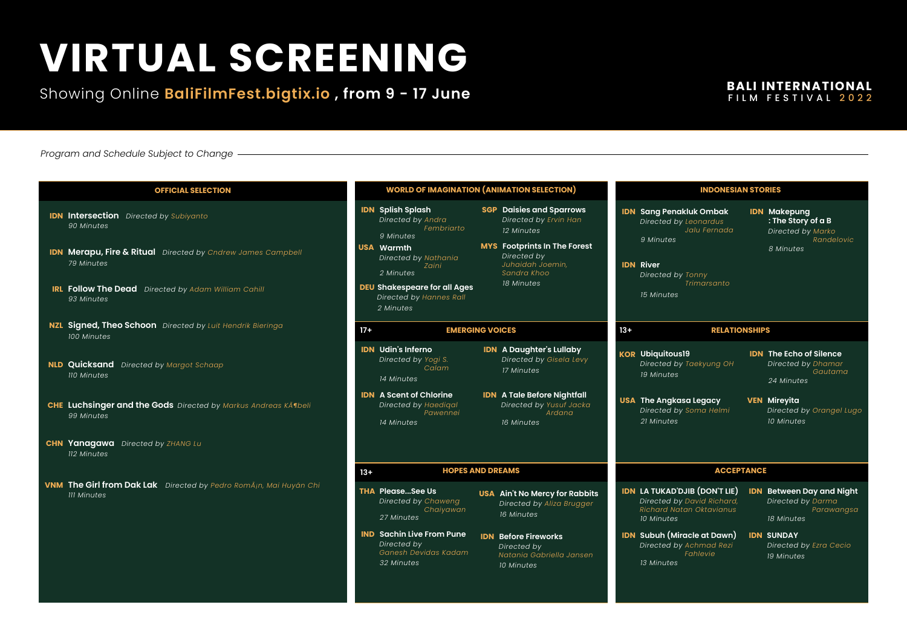# VIRTUAL SCREENING

Showing Online **BaliFilmFest.bigtix.io** , **from 9 - 17 June**

**BALI INTERNATIONAL FILM FESTIVAL 2022**

*Program and Schedule Subject to Change*

## OFFICIAL SELECTION

**IDN Intersection** *Directed by Subiyanto*
*90 Minutes*

**IDN Merapu, Fire & Ritual** *Directed by Cndrew James Campbell*
*79 Minutes*

**IRL Follow The Dead** *Directed by Adam William Cahill*
*93 Minutes*

**NZL Signed, Theo Schoon** *Directed by Luit Hendrik Bieringa*
*100 Minutes*

**NLD Quicksand** *Directed by Margot Schaap*
*110 Minutes*

**CHE Luchsinger and the Gods** *Directed by Markus Andreas KÃ¶beli*
*99 Minutes*

**CHN Yanagawa** *Directed by ZHANG Lu*
*112 Minutes*

**VNM The Girl from Dak Lak** *Directed by Pedro RomÃ¡n, Mai Huyán Chi*
*111 Minutes*

## WORLD OF IMAGINATION (ANIMATION SELECTION)

**IDN Splish Splash**
*Directed by Andra Fembriarto*
*9 Minutes*

**USA Warmth**
*Directed by Nathania Zaini*
*2 Minutes*

**DEU Shakespeare for all Ages**
*Directed by Hannes Rall*
*2 Minutes*

**SGP Daisies and Sparrows**
*Directed by Ervin Han*
*12 Minutes*

**MYS Footprints In The Forest**
*Directed by Juhaidah Joemin, Sandra Khoo*
*18 Minutes*

## EMERGING VOICES (17+)

**IDN Udin's Inferno**
*Directed by Yogi S. Calam*
*14 Minutes*

**IDN A Scent of Chlorine**
*Directed by Haediqal Pawennei*
*14 Minutes*

**IDN A Daughter's Lullaby**
*Directed by Gisela Levy*
*17 Minutes*

**IDN A Tale Before Nightfall**
*Directed by Yusuf Jacka Ardana*
*16 Minutes*

## HOPES AND DREAMS (13+)

**THA Please...See Us**
*Directed by Chaweng Chaiyawan*
*27 Minutes*

**IND Sachin Live From Pune**
*Directed by Ganesh Devidas Kadam*
*32 Minutes*

**USA Ain't No Mercy for Rabbits**
*Directed by Aliza Brugger*
*16 Minutes*

**IDN Before Fireworks**
*Directed by Natania Gabriella Jansen*
*10 Minutes*

## INDONESIAN STORIES

**IDN Sang Penakluk Ombak**
*Directed by Leonardus Jalu Fernada*
*9 Minutes*

**IDN River**
*Directed by Tonny Trimarsanto*
*15 Minutes*

**IDN Makepung : The Story of a B**
*Directed by Marko Randelovic*
*8 Minutes*

## RELATIONSHIPS (13+)

**KOR Ubiquitous19**
*Directed by Taekyung OH*
*19 Minutes*

**USA The Angkasa Legacy**
*Directed by Soma Helmi*
*21 Minutes*

**IDN The Echo of Silence**
*Directed by Dhamar Gautama*
*24 Minutes*

**VEN Mireyita**
*Directed by Orangel Lugo*
*10 Minutes*

## ACCEPTANCE

**IDN LA TUKAD'DJIB (DON'T LIE)**
*Directed by David Richard, Richard Natan Oktavianus*
*10 Minutes*

**IDN Subuh (Miracle at Dawn)**
*Directed by Achmad Rezi Fahlevie*
*13 Minutes*

**IDN Between Day and Night**
*Directed by Darma Parawangsa*
*18 Minutes*

**IDN SUNDAY**
*Directed by Ezra Cecio*
*19 Minutes*